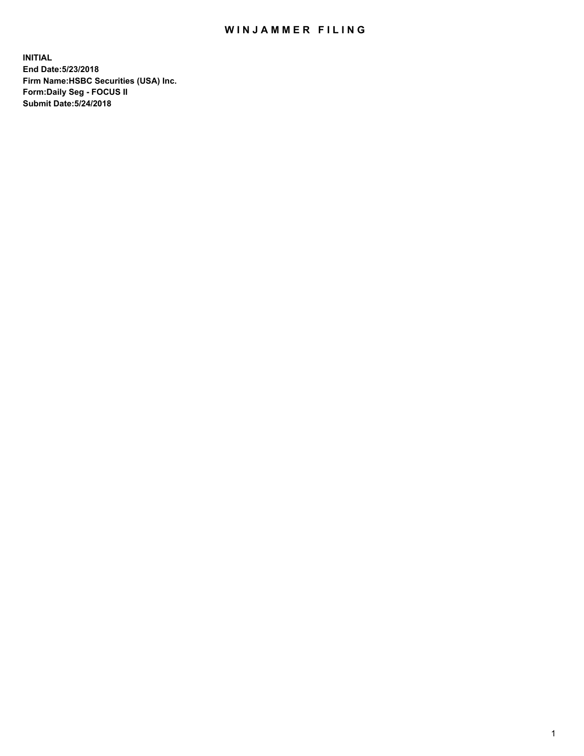# WINJAMMER FILING

**INITIAL**
**End Date:5/23/2018**
**Firm Name:HSBC Securities (USA) Inc.**
**Form:Daily Seg - FOCUS II**
**Submit Date:5/24/2018**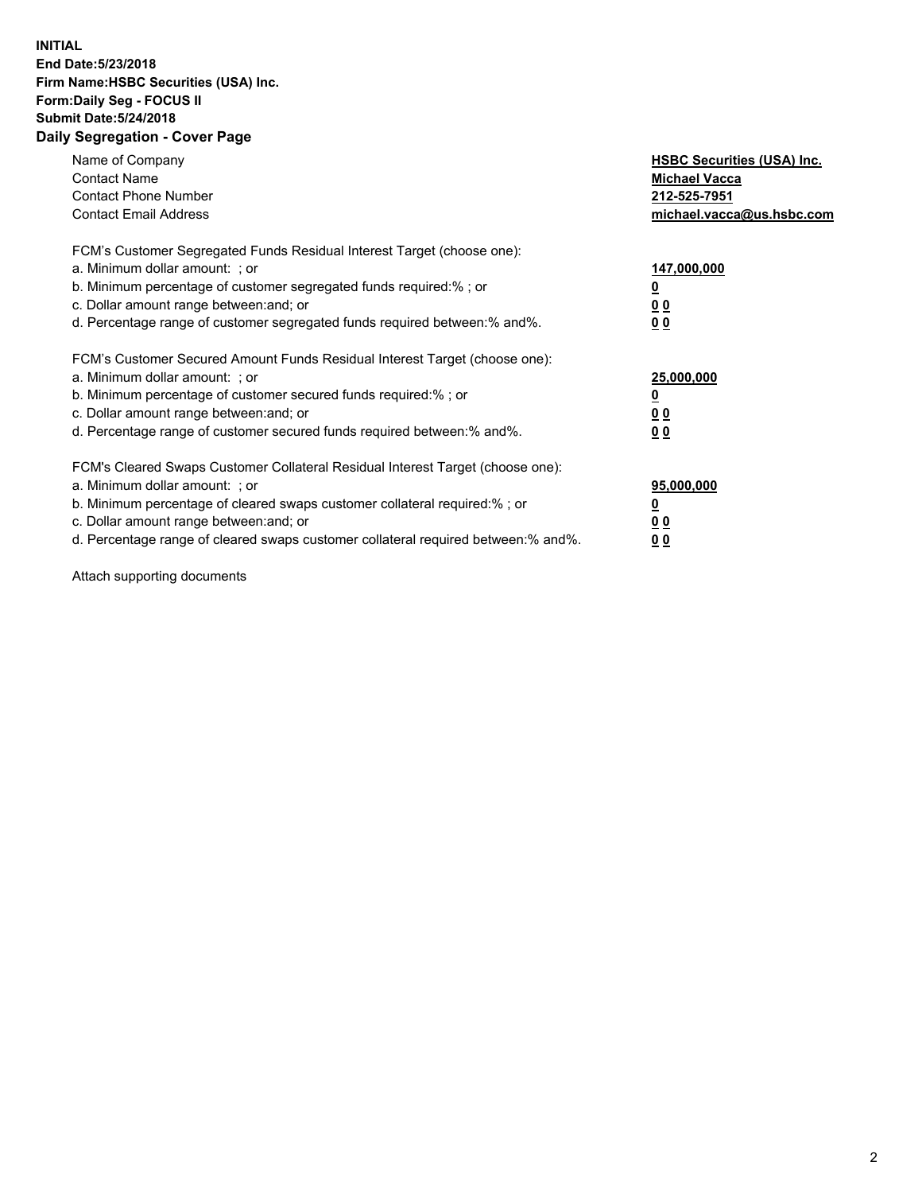**INITIAL**
**End Date:5/23/2018**
**Firm Name:HSBC Securities (USA) Inc.**
**Form:Daily Seg - FOCUS II**
**Submit Date:5/24/2018**

## Daily Segregation - Cover Page

| | |
|---|---|
| Name of Company | **HSBC Securities (USA) Inc.** |
| Contact Name | **Michael Vacca** |
| Contact Phone Number | **212-525-7951** |
| Contact Email Address | **michael.vacca@us.hsbc.com** |

| | |
|---|---|
| FCM's Customer Segregated Funds Residual Interest Target (choose one): | |
| a. Minimum dollar amount: ; or | **147,000,000** |
| b. Minimum percentage of customer segregated funds required:% ; or | **0** |
| c. Dollar amount range between:and; or | **0 0** |
| d. Percentage range of customer segregated funds required between:% and%. | **0 0** |

| | |
|---|---|
| FCM's Customer Secured Amount Funds Residual Interest Target (choose one): | |
| a. Minimum dollar amount: ; or | **25,000,000** |
| b. Minimum percentage of customer secured funds required:% ; or | **0** |
| c. Dollar amount range between:and; or | **0 0** |
| d. Percentage range of customer secured funds required between:% and%. | **0 0** |

| | |
|---|---|
| FCM's Cleared Swaps Customer Collateral Residual Interest Target (choose one): | |
| a. Minimum dollar amount: ; or | **95,000,000** |
| b. Minimum percentage of cleared swaps customer collateral required:% ; or | **0** |
| c. Dollar amount range between:and; or | **0 0** |
| d. Percentage range of cleared swaps customer collateral required between:% and%. | **0 0** |

Attach supporting documents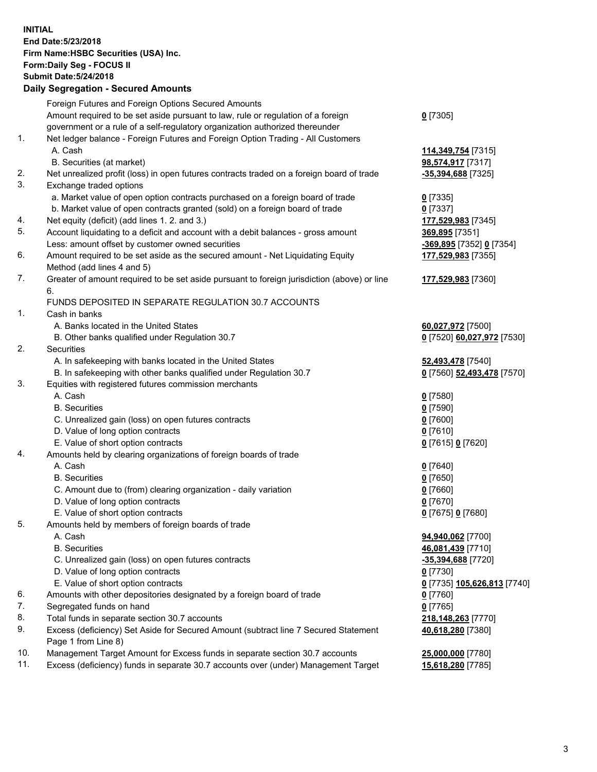**INITIAL**
**End Date:5/23/2018**
**Firm Name:HSBC Securities (USA) Inc.**
**Form:Daily Seg - FOCUS II**
**Submit Date:5/24/2018**
**Daily Segregation - Secured Amounts**

| | | |
|---|---|---|
| | Foreign Futures and Foreign Options Secured Amounts | |
| | Amount required to be set aside pursuant to law, rule or regulation of a foreign government or a rule of a self-regulatory organization authorized thereunder | **0** [7305] |
| 1. | Net ledger balance - Foreign Futures and Foreign Option Trading - All Customers | |
| | A. Cash | **114,349,754** [7315] |
| | B. Securities (at market) | **98,574,917** [7317] |
| 2. | Net unrealized profit (loss) in open futures contracts traded on a foreign board of trade | **-35,394,688** [7325] |
| 3. | Exchange traded options | |
| | a. Market value of open option contracts purchased on a foreign board of trade | **0** [7335] |
| | b. Market value of open contracts granted (sold) on a foreign board of trade | **0** [7337] |
| 4. | Net equity (deficit) (add lines 1. 2. and 3.) | **177,529,983** [7345] |
| 5. | Account liquidating to a deficit and account with a debit balances - gross amount | **369,895** [7351] |
| | Less: amount offset by customer owned securities | **-369,895** [7352] **0** [7354] |
| 6. | Amount required to be set aside as the secured amount - Net Liquidating Equity Method (add lines 4 and 5) | **177,529,983** [7355] |
| 7. | Greater of amount required to be set aside pursuant to foreign jurisdiction (above) or line 6. | **177,529,983** [7360] |
| | FUNDS DEPOSITED IN SEPARATE REGULATION 30.7 ACCOUNTS | |
| 1. | Cash in banks | |
| | A. Banks located in the United States | **60,027,972** [7500] |
| | B. Other banks qualified under Regulation 30.7 | **0** [7520] **60,027,972** [7530] |
| 2. | Securities | |
| | A. In safekeeping with banks located in the United States | **52,493,478** [7540] |
| | B. In safekeeping with other banks qualified under Regulation 30.7 | **0** [7560] **52,493,478** [7570] |
| 3. | Equities with registered futures commission merchants | |
| | A. Cash | **0** [7580] |
| | B. Securities | **0** [7590] |
| | C. Unrealized gain (loss) on open futures contracts | **0** [7600] |
| | D. Value of long option contracts | **0** [7610] |
| | E. Value of short option contracts | **0** [7615] **0** [7620] |
| 4. | Amounts held by clearing organizations of foreign boards of trade | |
| | A. Cash | **0** [7640] |
| | B. Securities | **0** [7650] |
| | C. Amount due to (from) clearing organization - daily variation | **0** [7660] |
| | D. Value of long option contracts | **0** [7670] |
| | E. Value of short option contracts | **0** [7675] **0** [7680] |
| 5. | Amounts held by members of foreign boards of trade | |
| | A. Cash | **94,940,062** [7700] |
| | B. Securities | **46,081,439** [7710] |
| | C. Unrealized gain (loss) on open futures contracts | **-35,394,688** [7720] |
| | D. Value of long option contracts | **0** [7730] |
| | E. Value of short option contracts | **0** [7735] **105,626,813** [7740] |
| 6. | Amounts with other depositories designated by a foreign board of trade | **0** [7760] |
| 7. | Segregated funds on hand | **0** [7765] |
| 8. | Total funds in separate section 30.7 accounts | **218,148,263** [7770] |
| 9. | Excess (deficiency) Set Aside for Secured Amount (subtract line 7 Secured Statement Page 1 from Line 8) | **40,618,280** [7380] |
| 10. | Management Target Amount for Excess funds in separate section 30.7 accounts | **25,000,000** [7780] |
| 11. | Excess (deficiency) funds in separate 30.7 accounts over (under) Management Target | **15,618,280** [7785] |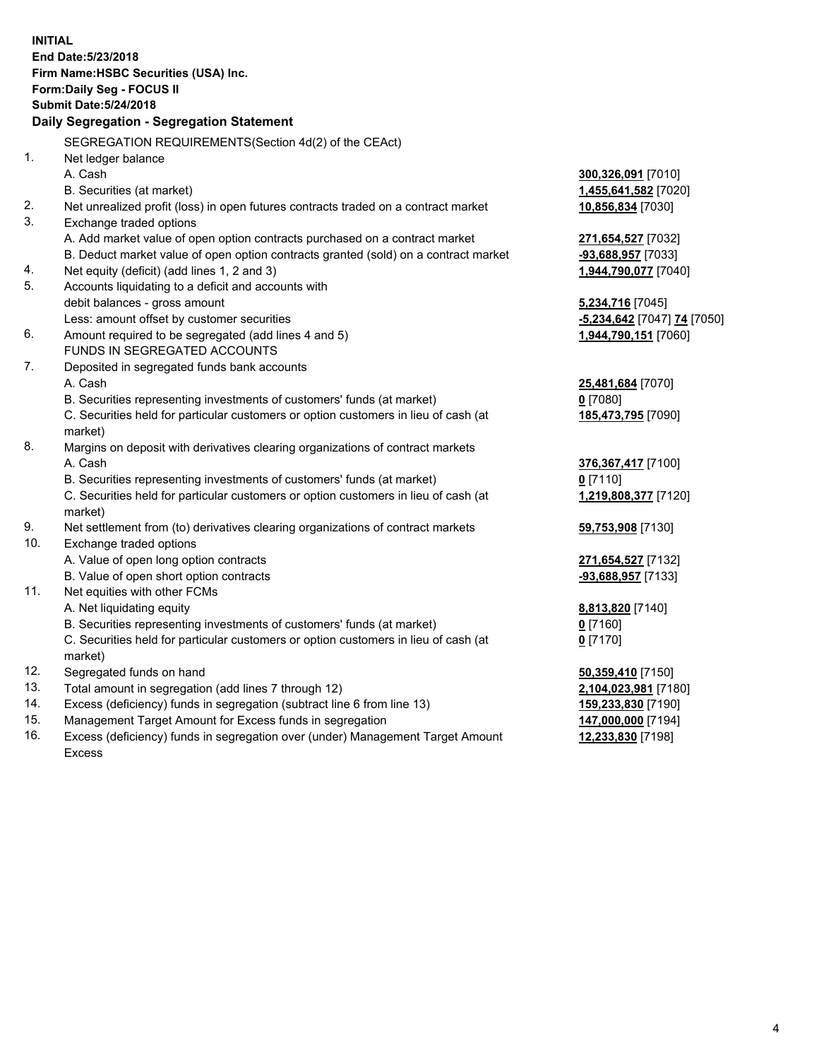**INITIAL**
**End Date:5/23/2018**
**Firm Name:HSBC Securities (USA) Inc.**
**Form:Daily Seg - FOCUS II**
**Submit Date:5/24/2018**

## Daily Segregation - Segregation Statement

SEGREGATION REQUIREMENTS(Section 4d(2) of the CEAct)

| | | |
|---|---|---|
| 1. | Net ledger balance | |
| | A. Cash | **300,326,091** [7010] |
| | B. Securities (at market) | **1,455,641,582** [7020] |
| 2. | Net unrealized profit (loss) in open futures contracts traded on a contract market | **10,856,834** [7030] |
| 3. | Exchange traded options | |
| | A. Add market value of open option contracts purchased on a contract market | **271,654,527** [7032] |
| | B. Deduct market value of open option contracts granted (sold) on a contract market | **-93,688,957** [7033] |
| 4. | Net equity (deficit) (add lines 1, 2 and 3) | **1,944,790,077** [7040] |
| 5. | Accounts liquidating to a deficit and accounts with debit balances - gross amount | **5,234,716** [7045] |
| | Less: amount offset by customer securities | **-5,234,642** [7047] **74** [7050] |
| 6. | Amount required to be segregated (add lines 4 and 5) | **1,944,790,151** [7060] |
| | FUNDS IN SEGREGATED ACCOUNTS | |
| 7. | Deposited in segregated funds bank accounts | |
| | A. Cash | **25,481,684** [7070] |
| | B. Securities representing investments of customers' funds (at market) | **0** [7080] |
| | C. Securities held for particular customers or option customers in lieu of cash (at market) | **185,473,795** [7090] |
| 8. | Margins on deposit with derivatives clearing organizations of contract markets | |
| | A. Cash | **376,367,417** [7100] |
| | B. Securities representing investments of customers' funds (at market) | **0** [7110] |
| | C. Securities held for particular customers or option customers in lieu of cash (at market) | **1,219,808,377** [7120] |
| 9. | Net settlement from (to) derivatives clearing organizations of contract markets | **59,753,908** [7130] |
| 10. | Exchange traded options | |
| | A. Value of open long option contracts | **271,654,527** [7132] |
| | B. Value of open short option contracts | **-93,688,957** [7133] |
| 11. | Net equities with other FCMs | |
| | A. Net liquidating equity | **8,813,820** [7140] |
| | B. Securities representing investments of customers' funds (at market) | **0** [7160] |
| | C. Securities held for particular customers or option customers in lieu of cash (at market) | **0** [7170] |
| 12. | Segregated funds on hand | **50,359,410** [7150] |
| 13. | Total amount in segregation (add lines 7 through 12) | **2,104,023,981** [7180] |
| 14. | Excess (deficiency) funds in segregation (subtract line 6 from line 13) | **159,233,830** [7190] |
| 15. | Management Target Amount for Excess funds in segregation | **147,000,000** [7194] |
| 16. | Excess (deficiency) funds in segregation over (under) Management Target Amount Excess | **12,233,830** [7198] |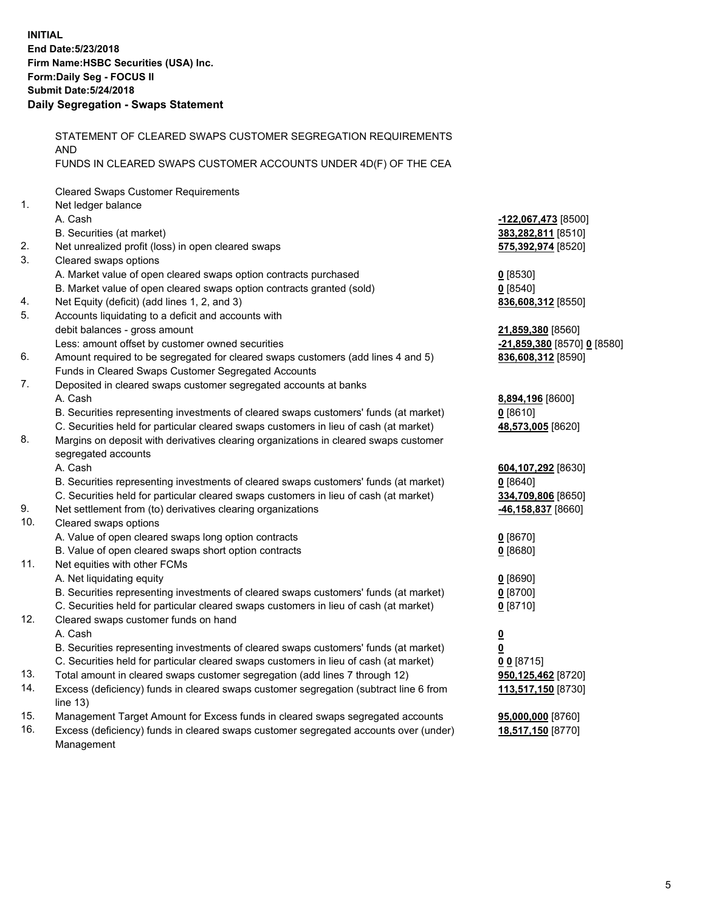**INITIAL**
**End Date:5/23/2018**
**Firm Name:HSBC Securities (USA) Inc.**
**Form:Daily Seg - FOCUS II**
**Submit Date:5/24/2018**
**Daily Segregation - Swaps Statement**

STATEMENT OF CLEARED SWAPS CUSTOMER SEGREGATION REQUIREMENTS AND FUNDS IN CLEARED SWAPS CUSTOMER ACCOUNTS UNDER 4D(F) OF THE CEA

| | | |
|---|---|---|
| | Cleared Swaps Customer Requirements | |
| 1. | Net ledger balance | |
| | A. Cash | **-122,067,473** [8500] |
| | B. Securities (at market) | **383,282,811** [8510] |
| 2. | Net unrealized profit (loss) in open cleared swaps | **575,392,974** [8520] |
| 3. | Cleared swaps options | |
| | A. Market value of open cleared swaps option contracts purchased | **0** [8530] |
| | B. Market value of open cleared swaps option contracts granted (sold) | **0** [8540] |
| 4. | Net Equity (deficit) (add lines 1, 2, and 3) | **836,608,312** [8550] |
| 5. | Accounts liquidating to a deficit and accounts with debit balances - gross amount | **21,859,380** [8560] |
| | Less: amount offset by customer owned securities | **-21,859,380** [8570] **0** [8580] |
| 6. | Amount required to be segregated for cleared swaps customers (add lines 4 and 5) | **836,608,312** [8590] |
| | Funds in Cleared Swaps Customer Segregated Accounts | |
| 7. | Deposited in cleared swaps customer segregated accounts at banks | |
| | A. Cash | **8,894,196** [8600] |
| | B. Securities representing investments of cleared swaps customers' funds (at market) | **0** [8610] |
| | C. Securities held for particular cleared swaps customers in lieu of cash (at market) | **48,573,005** [8620] |
| 8. | Margins on deposit with derivatives clearing organizations in cleared swaps customer segregated accounts | |
| | A. Cash | **604,107,292** [8630] |
| | B. Securities representing investments of cleared swaps customers' funds (at market) | **0** [8640] |
| | C. Securities held for particular cleared swaps customers in lieu of cash (at market) | **334,709,806** [8650] |
| 9. | Net settlement from (to) derivatives clearing organizations | **-46,158,837** [8660] |
| 10. | Cleared swaps options | |
| | A. Value of open cleared swaps long option contracts | **0** [8670] |
| | B. Value of open cleared swaps short option contracts | **0** [8680] |
| 11. | Net equities with other FCMs | |
| | A. Net liquidating equity | **0** [8690] |
| | B. Securities representing investments of cleared swaps customers' funds (at market) | **0** [8700] |
| | C. Securities held for particular cleared swaps customers in lieu of cash (at market) | **0** [8710] |
| 12. | Cleared swaps customer funds on hand | |
| | A. Cash | **0** |
| | B. Securities representing investments of cleared swaps customers' funds (at market) | **0** |
| | C. Securities held for particular cleared swaps customers in lieu of cash (at market) | **0** **0** [8715] |
| 13. | Total amount in cleared swaps customer segregation (add lines 7 through 12) | **950,125,462** [8720] |
| 14. | Excess (deficiency) funds in cleared swaps customer segregation (subtract line 6 from line 13) | **113,517,150** [8730] |
| 15. | Management Target Amount for Excess funds in cleared swaps segregated accounts | **95,000,000** [8760] |
| 16. | Excess (deficiency) funds in cleared swaps customer segregated accounts over (under) Management | **18,517,150** [8770] |